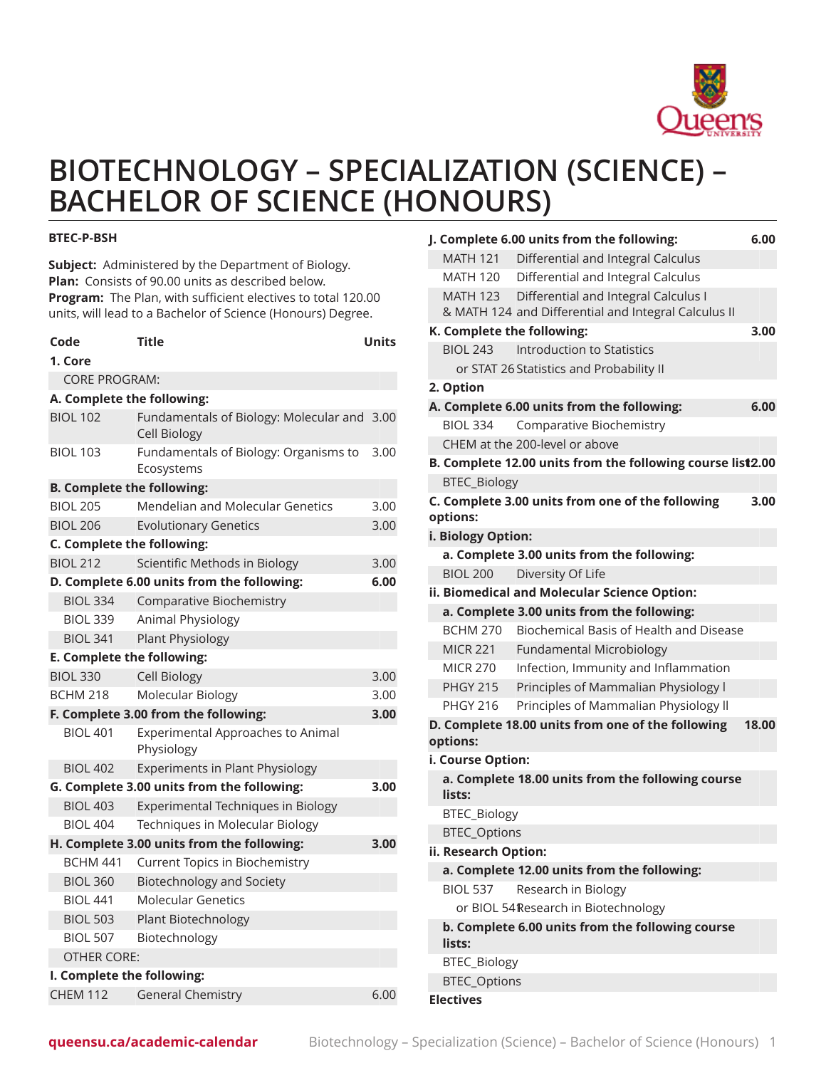# BIOTECHNOLOGY – SPECIALIZATION (SCIENCE) – BACHELOR OF SCIENCE (HONOURS)

**BTEC-P-BSH**

**Subject:** Administered by the Department of Biology.
**Plan:** Consists of 90.00 units as described below.
**Program:** The Plan, with sufficient electives to total 120.00 units, will lead to a Bachelor of Science (Honours) Degree.

| Code | Title | Units |
|---|---|---|
| **1. Core** | | |
| CORE PROGRAM: | | |
| **A. Complete the following:** | | |
| BIOL 102 | Fundamentals of Biology: Molecular and Cell Biology | 3.00 |
| BIOL 103 | Fundamentals of Biology: Organisms to Ecosystems | 3.00 |
| **B. Complete the following:** | | |
| BIOL 205 | Mendelian and Molecular Genetics | 3.00 |
| BIOL 206 | Evolutionary Genetics | 3.00 |
| **C. Complete the following:** | | |
| BIOL 212 | Scientific Methods in Biology | 3.00 |
| **D. Complete 6.00 units from the following:** | | **6.00** |
| BIOL 334 | Comparative Biochemistry | |
| BIOL 339 | Animal Physiology | |
| BIOL 341 | Plant Physiology | |
| **E. Complete the following:** | | |
| BIOL 330 | Cell Biology | 3.00 |
| BCHM 218 | Molecular Biology | 3.00 |
| **F. Complete 3.00 from the following:** | | **3.00** |
| BIOL 401 | Experimental Approaches to Animal Physiology | |
| BIOL 402 | Experiments in Plant Physiology | |
| **G. Complete 3.00 units from the following:** | | **3.00** |
| BIOL 403 | Experimental Techniques in Biology | |
| BIOL 404 | Techniques in Molecular Biology | |
| **H. Complete 3.00 units from the following:** | | **3.00** |
| BCHM 441 | Current Topics in Biochemistry | |
| BIOL 360 | Biotechnology and Society | |
| BIOL 441 | Molecular Genetics | |
| BIOL 503 | Plant Biotechnology | |
| BIOL 507 | Biotechnology | |
| OTHER CORE: | | |
| **I. Complete the following:** | | |
| CHEM 112 | General Chemistry | 6.00 |
| **J. Complete 6.00 units from the following:** | | **6.00** |
| MATH 121 | Differential and Integral Calculus | |
| MATH 120 | Differential and Integral Calculus | |
| MATH 123 & MATH 124 | Differential and Integral Calculus I and Differential and Integral Calculus II | |
| **K. Complete the following:** | | **3.00** |
| BIOL 243 | Introduction to Statistics | |
| or STAT 26 | Statistics and Probability II | |
| **2. Option** | | |
| **A. Complete 6.00 units from the following:** | | **6.00** |
| BIOL 334 | Comparative Biochemistry | |
| CHEM at the 200-level or above | | |
| **B. Complete 12.00 units from the following course list** | | **12.00** |
| BTEC_Biology | | |
| **C. Complete 3.00 units from one of the following options:** | | **3.00** |
| **i. Biology Option:** | | |
| **a. Complete 3.00 units from the following:** | | |
| BIOL 200 | Diversity Of Life | |
| **ii. Biomedical and Molecular Science Option:** | | |
| **a. Complete 3.00 units from the following:** | | |
| BCHM 270 | Biochemical Basis of Health and Disease | |
| MICR 221 | Fundamental Microbiology | |
| MICR 270 | Infection, Immunity and Inflammation | |
| PHGY 215 | Principles of Mammalian Physiology I | |
| PHGY 216 | Principles of Mammalian Physiology II | |
| **D. Complete 18.00 units from one of the following options:** | | **18.00** |
| **i. Course Option:** | | |
| **a. Complete 18.00 units from the following course lists:** | | |
| BTEC_Biology | | |
| BTEC_Options | | |
| **ii. Research Option:** | | |
| **a. Complete 12.00 units from the following:** | | |
| BIOL 537 | Research in Biology | |
| or BIOL 541 | Research in Biotechnology | |
| **b. Complete 6.00 units from the following course lists:** | | |
| BTEC_Biology | | |
| BTEC_Options | | |
| **Electives** | | |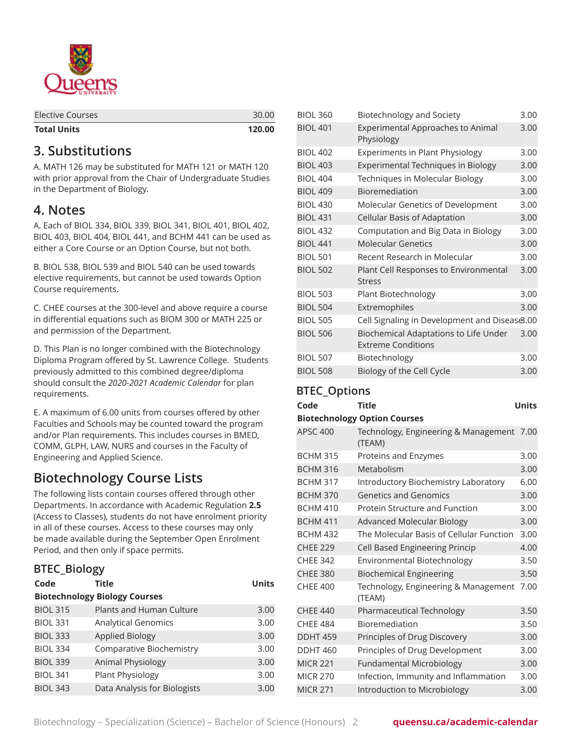| | |
|---|---|
| Elective Courses | 30.00 |
| **Total Units** | **120.00** |

## 3. Substitutions

A. MATH 126 may be substituted for MATH 121 or MATH 120 with prior approval from the Chair of Undergraduate Studies in the Department of Biology.

## 4. Notes

A. Each of BIOL 334, BIOL 339, BIOL 341, BIOL 401, BIOL 402, BIOL 403, BIOL 404, BIOL 441, and BCHM 441 can be used as either a Core Course or an Option Course, but not both.

B. BIOL 538, BIOL 539 and BIOL 540 can be used towards elective requirements, but cannot be used towards Option Course requirements.

C. CHEE courses at the 300-level and above require a course in differential equations such as BIOM 300 or MATH 225 or and permission of the Department.

D. This Plan is no longer combined with the Biotechnology Diploma Program offered by St. Lawrence College. Students previously admitted to this combined degree/diploma should consult the *2020-2021 Academic Calendar* for plan requirements.

E. A maximum of 6.00 units from courses offered by other Faculties and Schools may be counted toward the program and/or Plan requirements. This includes courses in BMED, COMM, GLPH, LAW, NURS and courses in the Faculty of Engineering and Applied Science.

# Biotechnology Course Lists

The following lists contain courses offered through other Departments. In accordance with Academic Regulation **2.5** (Access to Classes), students do not have enrolment priority in all of these courses. Access to these courses may only be made available during the September Open Enrolment Period, and then only if space permits.

## BTEC_Biology

| Code | Title | Units |
|---|---|---|
| **Biotechnology Biology Courses** | | |
| BIOL 315 | Plants and Human Culture | 3.00 |
| BIOL 331 | Analytical Genomics | 3.00 |
| BIOL 333 | Applied Biology | 3.00 |
| BIOL 334 | Comparative Biochemistry | 3.00 |
| BIOL 339 | Animal Physiology | 3.00 |
| BIOL 341 | Plant Physiology | 3.00 |
| BIOL 343 | Data Analysis for Biologists | 3.00 |
| BIOL 360 | Biotechnology and Society | 3.00 |
| BIOL 401 | Experimental Approaches to Animal Physiology | 3.00 |
| BIOL 402 | Experiments in Plant Physiology | 3.00 |
| BIOL 403 | Experimental Techniques in Biology | 3.00 |
| BIOL 404 | Techniques in Molecular Biology | 3.00 |
| BIOL 409 | Bioremediation | 3.00 |
| BIOL 430 | Molecular Genetics of Development | 3.00 |
| BIOL 431 | Cellular Basis of Adaptation | 3.00 |
| BIOL 432 | Computation and Big Data in Biology | 3.00 |
| BIOL 441 | Molecular Genetics | 3.00 |
| BIOL 501 | Recent Research in Molecular | 3.00 |
| BIOL 502 | Plant Cell Responses to Environmental Stress | 3.00 |
| BIOL 503 | Plant Biotechnology | 3.00 |
| BIOL 504 | Extremophiles | 3.00 |
| BIOL 505 | Cell Signaling in Development and Disease | 3.00 |
| BIOL 506 | Biochemical Adaptations to Life Under Extreme Conditions | 3.00 |
| BIOL 507 | Biotechnology | 3.00 |
| BIOL 508 | Biology of the Cell Cycle | 3.00 |

## BTEC_Options

| Code | Title | Units |
|---|---|---|
| **Biotechnology Option Courses** | | |
| APSC 400 | Technology, Engineering & Management (TEAM) | 7.00 |
| BCHM 315 | Proteins and Enzymes | 3.00 |
| BCHM 316 | Metabolism | 3.00 |
| BCHM 317 | Introductory Biochemistry Laboratory | 6.00 |
| BCHM 370 | Genetics and Genomics | 3.00 |
| BCHM 410 | Protein Structure and Function | 3.00 |
| BCHM 411 | Advanced Molecular Biology | 3.00 |
| BCHM 432 | The Molecular Basis of Cellular Function | 3.00 |
| CHEE 229 | Cell Based Engineering Princip | 4.00 |
| CHEE 342 | Environmental Biotechnology | 3.50 |
| CHEE 380 | Biochemical Engineering | 3.50 |
| CHEE 400 | Technology, Engineering & Management (TEAM) | 7.00 |
| CHEE 440 | Pharmaceutical Technology | 3.50 |
| CHEE 484 | Bioremediation | 3.50 |
| DDHT 459 | Principles of Drug Discovery | 3.00 |
| DDHT 460 | Principles of Drug Development | 3.00 |
| MICR 221 | Fundamental Microbiology | 3.00 |
| MICR 270 | Infection, Immunity and Inflammation | 3.00 |
| MICR 271 | Introduction to Microbiology | 3.00 |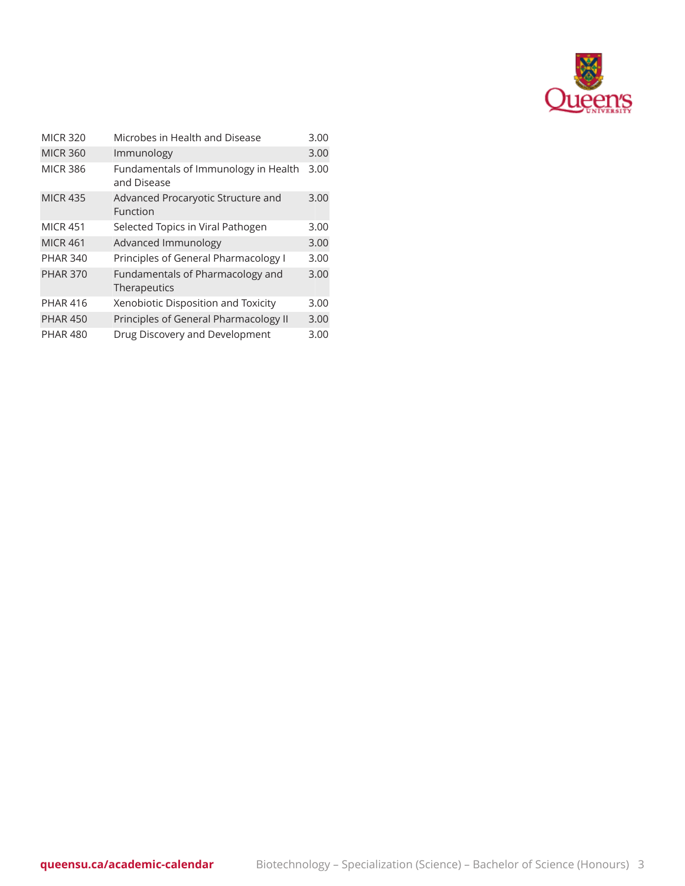| | | |
|---|---|---|
| MICR 320 | Microbes in Health and Disease | 3.00 |
| MICR 360 | Immunology | 3.00 |
| MICR 386 | Fundamentals of Immunology in Health and Disease | 3.00 |
| MICR 435 | Advanced Procaryotic Structure and Function | 3.00 |
| MICR 451 | Selected Topics in Viral Pathogen | 3.00 |
| MICR 461 | Advanced Immunology | 3.00 |
| PHAR 340 | Principles of General Pharmacology I | 3.00 |
| PHAR 370 | Fundamentals of Pharmacology and Therapeutics | 3.00 |
| PHAR 416 | Xenobiotic Disposition and Toxicity | 3.00 |
| PHAR 450 | Principles of General Pharmacology II | 3.00 |
| PHAR 480 | Drug Discovery and Development | 3.00 |